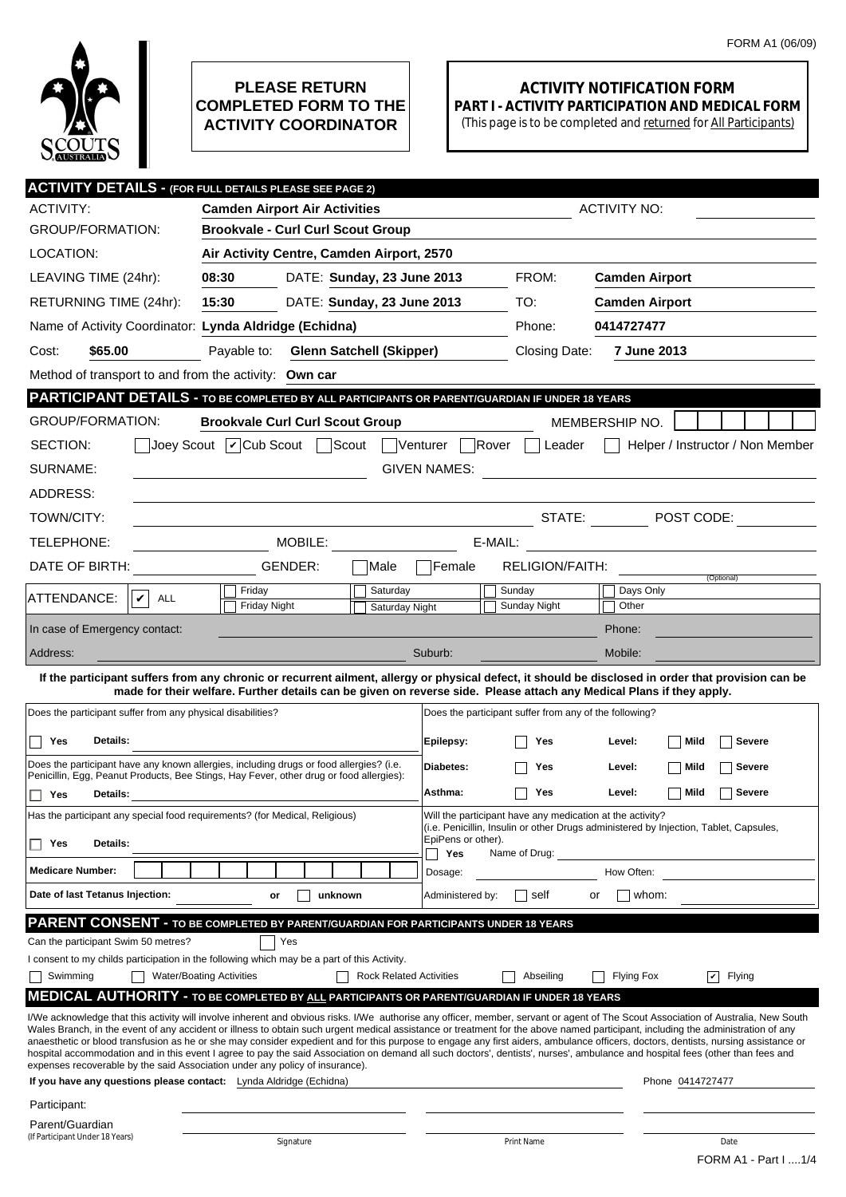FORM A1 (06/09)

**PLEASE RETURN COMPLETED FORM TO THE ACTIVITY COORDINATOR**

# ACTIVITY NOTIFICATION FORM

## PART I - ACTIVITY PARTICIPATION AND MEDICAL FORM

(This page is to be completed and returned for All Participants)

## ACTIVITY DETAILS - (FOR FULL DETAILS PLEASE SEE PAGE 2)

ACTIVITY: **Camden Airport Air Activities** ACTIVITY NO:

GROUP/FORMATION: **Brookvale - Curl Curl Scout Group**

LOCATION: **Air Activity Centre, Camden Airport, 2570**

LEAVING TIME (24hr): **08:30** DATE: **Sunday, 23 June 2013** FROM: **Camden Airport**

RETURNING TIME (24hr): **15:30** DATE: **Sunday, 23 June 2013** TO: **Camden Airport**

Name of Activity Coordinator: **Lynda Aldridge (Echidna)** Phone: **0414727477**

Cost: **$65.00** Payable to: **Glenn Satchell (Skipper)** Closing Date: **7 June 2013**

Method of transport to and from the activity: **Own car**

## PARTICIPANT DETAILS - TO BE COMPLETED BY ALL PARTICIPANTS OR PARENT/GUARDIAN IF UNDER 18 YEARS

GROUP/FORMATION: **Brookvale Curl Curl Scout Group** MEMBERSHIP NO.

SECTION: ☐ Joey Scout ☑ Cub Scout ☐ Scout ☐ Venturer ☐ Rover ☐ Leader ☐ Helper / Instructor / Non Member

SURNAME: GIVEN NAMES:

ADDRESS:

TOWN/CITY: STATE: POST CODE:

TELEPHONE: MOBILE: E-MAIL:

DATE OF BIRTH: GENDER: ☐ Male ☐ Female RELIGION/FAITH: (Optional)

ATTENDANCE: ☑ ALL ☐ Friday ☐ Friday Night ☐ Saturday ☐ Saturday Night ☐ Sunday ☐ Sunday Night ☐ Days Only ☐ Other

In case of Emergency contact: Phone:

Address: Suburb: Mobile:

**If the participant suffers from any chronic or recurrent ailment, allergy or physical defect, it should be disclosed in order that provision can be made for their welfare. Further details can be given on reverse side. Please attach any Medical Plans if they apply.**

Does the participant suffer from any physical disabilities?

☐ **Yes** **Details:**

Does the participant have any known allergies, including drugs or food allergies? (i.e. Penicillin, Egg, Peanut Products, Bee Stings, Hay Fever, other drug or food allergies):

☐ **Yes** **Details:**

Has the participant any special food requirements? (for Medical, Religious)

☐ **Yes** **Details:**

**Medicare Number:**

**Date of last Tetanus Injection:** **or** ☐ **unknown**

Does the participant suffer from any of the following?

| | | | |
|---|---|---|---|
| **Epilepsy:** | ☐ **Yes** | **Level:** | ☐ **Mild** ☐ **Severe** |
| **Diabetes:** | ☐ **Yes** | **Level:** | ☐ **Mild** ☐ **Severe** |
| **Asthma:** | ☐ **Yes** | **Level:** | ☐ **Mild** ☐ **Severe** |

Will the participant have any medication at the activity?
(i.e. Penicillin, Insulin or other Drugs administered by Injection, Tablet, Capsules, EpiPens or other).

☐ **Yes** Name of Drug:

Dosage: How Often:

Administered by: ☐ self or ☐ whom:

## PARENT CONSENT - TO BE COMPLETED BY PARENT/GUARDIAN FOR PARTICIPANTS UNDER 18 YEARS

Can the participant Swim 50 metres? ☐ Yes

I consent to my childs participation in the following which may be a part of this Activity.

☐ Swimming ☐ Water/Boating Activities ☐ Rock Related Activities ☐ Abseiling ☐ Flying Fox ☑ Flying

## MEDICAL AUTHORITY - TO BE COMPLETED BY ALL PARTICIPANTS OR PARENT/GUARDIAN IF UNDER 18 YEARS

I/We acknowledge that this activity will involve inherent and obvious risks. I/We authorise any officer, member, servant or agent of The Scout Association of Australia, New South Wales Branch, in the event of any accident or illness to obtain such urgent medical assistance or treatment for the above named participant, including the administration of any anaesthetic or blood transfusion as he or she may consider expedient and for this purpose to engage any first aiders, ambulance officers, doctors, dentists, nursing assistance or hospital accommodation and in this event I agree to pay the said Association on demand all such doctors', dentists', nurses', ambulance and hospital fees (other than fees and expenses recoverable by the said Association under any policy of insurance).

**If you have any questions please contact:** Lynda Aldridge (Echidna) Phone 0414727477

| | Signature | Print Name | Date |
|---|---|---|---|
| Participant: | | | |
| Parent/Guardian (If Participant Under 18 Years) | | | |

FORM A1 - Part I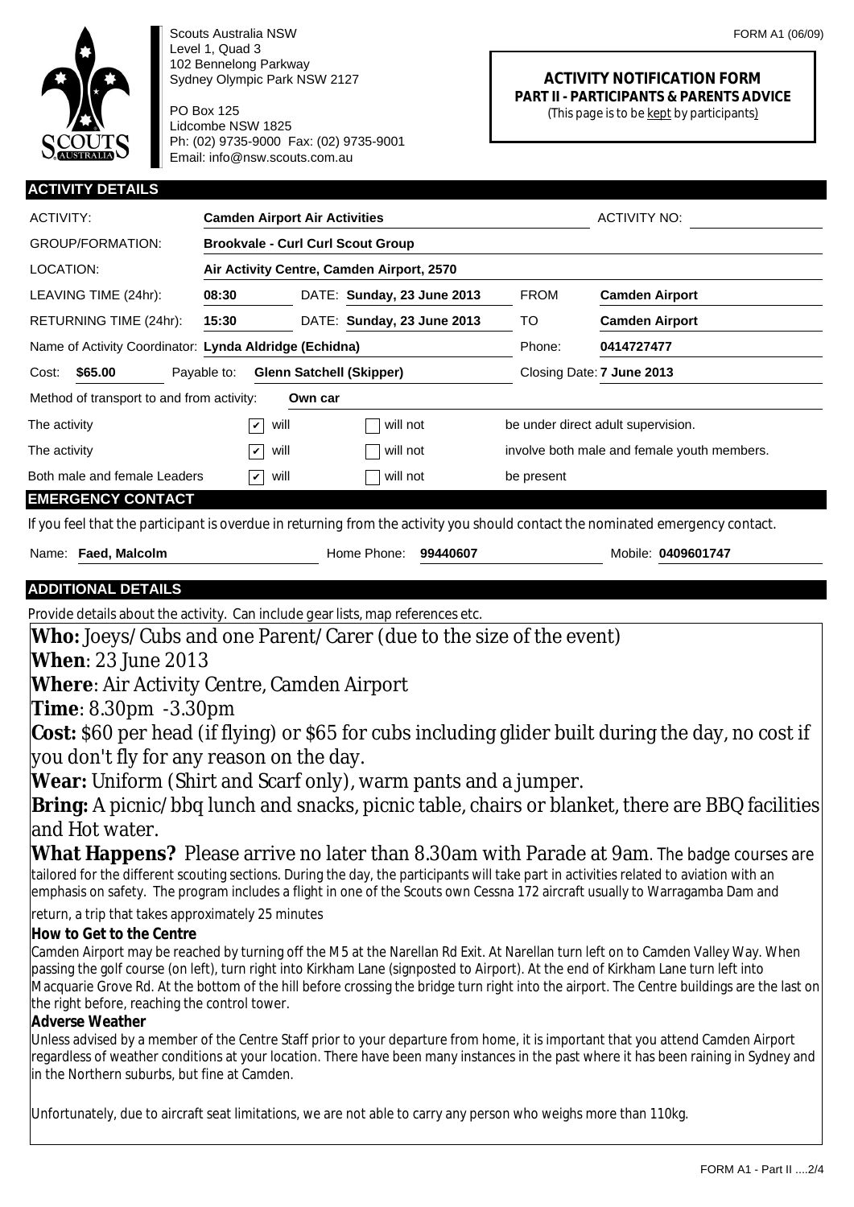Scouts Australia NSW
Level 1, Quad 3
102 Bennelong Parkway
Sydney Olympic Park NSW 2127

PO Box 125
Lidcombe NSW 1825
Ph: (02) 9735-9000 Fax: (02) 9735-9001
Email: info@nsw.scouts.com.au

FORM A1 (06/09)

**ACTIVITY NOTIFICATION FORM**
**PART II - PARTICIPANTS & PARENTS ADVICE**
(This page is to be kept by participants)

## ACTIVITY DETAILS

| | | | | | | |
|---|---|---|---|---|---|---|
| ACTIVITY: | **Camden Airport Air Activities** | | | | ACTIVITY NO: | |
| GROUP/FORMATION: | **Brookvale - Curl Curl Scout Group** | | | | | |
| LOCATION: | **Air Activity Centre, Camden Airport, 2570** | | | | | |
| LEAVING TIME (24hr): | **08:30** | DATE: **Sunday, 23 June 2013** | | FROM | **Camden Airport** | |
| RETURNING TIME (24hr): | **15:30** | DATE: **Sunday, 23 June 2013** | | TO | **Camden Airport** | |

Name of Activity Coordinator: **Lynda Aldridge (Echidna)** Phone: **0414727477**

Cost: **$65.00** Payable to: **Glenn Satchell (Skipper)** Closing Date: **7 June 2013**

Method of transport to and from activity: **Own car**

The activity ☑ will ☐ will not be under direct adult supervision.

The activity ☑ will ☐ will not involve both male and female youth members.

Both male and female Leaders ☑ will ☐ will not be present

## EMERGENCY CONTACT

If you feel that the participant is overdue in returning from the activity you should contact the nominated emergency contact.

Name: **Faed, Malcolm** Home Phone: **99440607** Mobile: **0409601747**

## ADDITIONAL DETAILS

Provide details about the activity. Can include gear lists, map references etc.

**Who:** Joeys/Cubs and one Parent/Carer (due to the size of the event)

**When**: 23 June 2013

**Where**: Air Activity Centre, Camden Airport

**Time**: 8.30pm -3.30pm

**Cost:** $60 per head (if flying) or $65 for cubs including glider built during the day, no cost if you don't fly for any reason on the day.

**Wear:** Uniform (Shirt and Scarf only), warm pants and a jumper.

**Bring:** A picnic/bbq lunch and snacks, picnic table, chairs or blanket, there are BBQ facilities and Hot water.

**What Happens?** Please arrive no later than 8.30am with Parade at 9am. The badge courses are tailored for the different scouting sections. During the day, the participants will take part in activities related to aviation with an emphasis on safety. The program includes a flight in one of the Scouts own Cessna 172 aircraft usually to Warragamba Dam and return, a trip that takes approximately 25 minutes

**How to Get to the Centre**

Camden Airport may be reached by turning off the M5 at the Narellan Rd Exit. At Narellan turn left on to Camden Valley Way. When passing the golf course (on left), turn right into Kirkham Lane (signposted to Airport). At the end of Kirkham Lane turn left into Macquarie Grove Rd. At the bottom of the hill before crossing the bridge turn right into the airport. The Centre buildings are the last on the right before, reaching the control tower.

**Adverse Weather**

Unless advised by a member of the Centre Staff prior to your departure from home, it is important that you attend Camden Airport regardless of weather conditions at your location. There have been many instances in the past where it has been raining in Sydney and in the Northern suburbs, but fine at Camden.

Unfortunately, due to aircraft seat limitations, we are not able to carry any person who weighs more than 110kg.

FORM A1 - Part II ....2/4